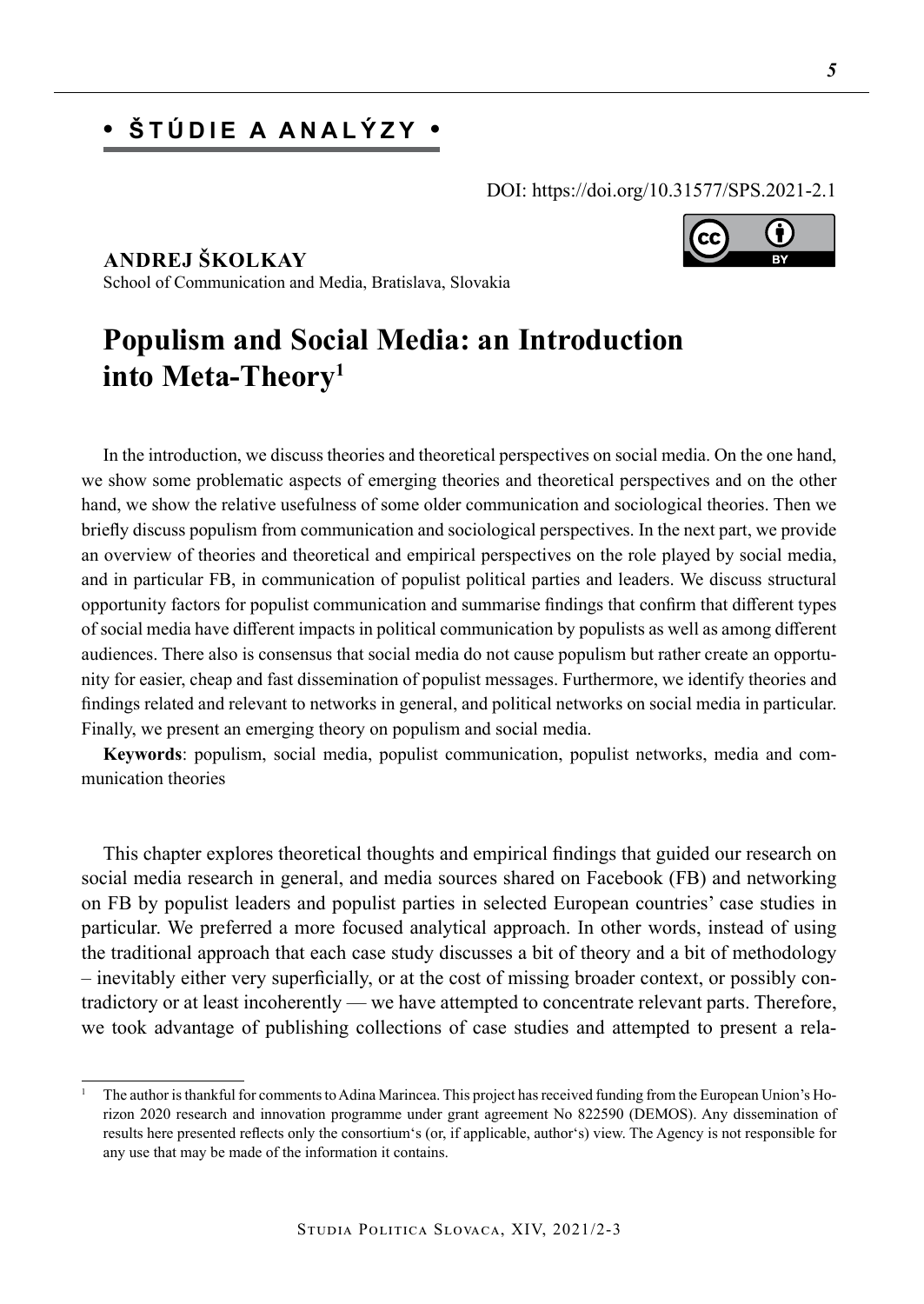**• ŠTÚDIE A ANALÝZY •**

DOI: https://doi.org/10.31577/SPS.2021-2.1

**ANDREJ ŠKOLKAY**
School of Communication and Media, Bratislava, Slovakia

# Populism and Social Media: an Introduction into Meta-Theory[1]

In the introduction, we discuss theories and theoretical perspectives on social media. On the one hand, we show some problematic aspects of emerging theories and theoretical perspectives and on the other hand, we show the relative usefulness of some older communication and sociological theories. Then we briefly discuss populism from communication and sociological perspectives. In the next part, we provide an overview of theories and theoretical and empirical perspectives on the role played by social media, and in particular FB, in communication of populist political parties and leaders. We discuss structural opportunity factors for populist communication and summarise findings that confirm that different types of social media have different impacts in political communication by populists as well as among different audiences. There also is consensus that social media do not cause populism but rather create an opportunity for easier, cheap and fast dissemination of populist messages. Furthermore, we identify theories and findings related and relevant to networks in general, and political networks on social media in particular. Finally, we present an emerging theory on populism and social media.

**Keywords**: populism, social media, populist communication, populist networks, media and communication theories

This chapter explores theoretical thoughts and empirical findings that guided our research on social media research in general, and media sources shared on Facebook (FB) and networking on FB by populist leaders and populist parties in selected European countries' case studies in particular. We preferred a more focused analytical approach. In other words, instead of using the traditional approach that each case study discusses a bit of theory and a bit of methodology – inevitably either very superficially, or at the cost of missing broader context, or possibly contradictory or at least incoherently — we have attempted to concentrate relevant parts. Therefore, we took advantage of publishing collections of case studies and attempted to present a rela-

[1] The author is thankful for comments to Adina Marincea. This project has received funding from the European Union's Horizon 2020 research and innovation programme under grant agreement No 822590 (DEMOS). Any dissemination of results here presented reflects only the consortium's (or, if applicable, author's) view. The Agency is not responsible for any use that may be made of the information it contains.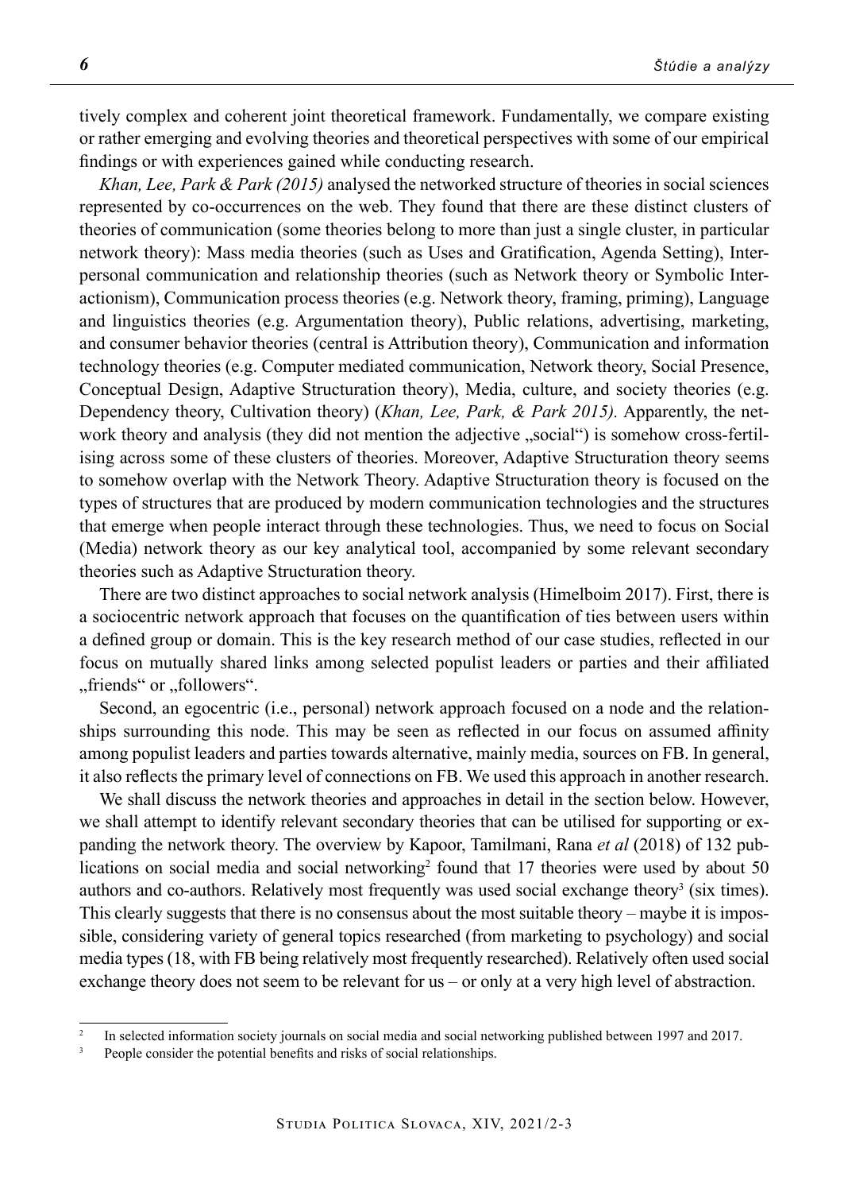tively complex and coherent joint theoretical framework. Fundamentally, we compare existing or rather emerging and evolving theories and theoretical perspectives with some of our empirical findings or with experiences gained while conducting research.

*Khan, Lee, Park & Park (2015)* analysed the networked structure of theories in social sciences represented by co-occurrences on the web. They found that there are these distinct clusters of theories of communication (some theories belong to more than just a single cluster, in particular network theory): Mass media theories (such as Uses and Gratification, Agenda Setting), Interpersonal communication and relationship theories (such as Network theory or Symbolic Interactionism), Communication process theories (e.g. Network theory, framing, priming), Language and linguistics theories (e.g. Argumentation theory), Public relations, advertising, marketing, and consumer behavior theories (central is Attribution theory), Communication and information technology theories (e.g. Computer mediated communication, Network theory, Social Presence, Conceptual Design, Adaptive Structuration theory), Media, culture, and society theories (e.g. Dependency theory, Cultivation theory) (*Khan, Lee, Park, & Park 2015).* Apparently, the network theory and analysis (they did not mention the adjective „social") is somehow cross-fertilising across some of these clusters of theories. Moreover, Adaptive Structuration theory seems to somehow overlap with the Network Theory. Adaptive Structuration theory is focused on the types of structures that are produced by modern communication technologies and the structures that emerge when people interact through these technologies. Thus, we need to focus on Social (Media) network theory as our key analytical tool, accompanied by some relevant secondary theories such as Adaptive Structuration theory.

There are two distinct approaches to social network analysis (Himelboim 2017). First, there is a sociocentric network approach that focuses on the quantification of ties between users within a defined group or domain. This is the key research method of our case studies, reflected in our focus on mutually shared links among selected populist leaders or parties and their affiliated „friends" or „followers".

Second, an egocentric (i.e., personal) network approach focused on a node and the relationships surrounding this node. This may be seen as reflected in our focus on assumed affinity among populist leaders and parties towards alternative, mainly media, sources on FB. In general, it also reflects the primary level of connections on FB. We used this approach in another research.

We shall discuss the network theories and approaches in detail in the section below. However, we shall attempt to identify relevant secondary theories that can be utilised for supporting or expanding the network theory. The overview by Kapoor, Tamilmani, Rana *et al* (2018) of 132 publications on social media and social networking[2] found that 17 theories were used by about 50 authors and co-authors. Relatively most frequently was used social exchange theory[3] (six times). This clearly suggests that there is no consensus about the most suitable theory – maybe it is impossible, considering variety of general topics researched (from marketing to psychology) and social media types (18, with FB being relatively most frequently researched). Relatively often used social exchange theory does not seem to be relevant for us – or only at a very high level of abstraction.

---

[2] In selected information society journals on social media and social networking published between 1997 and 2017.

[3] People consider the potential benefits and risks of social relationships.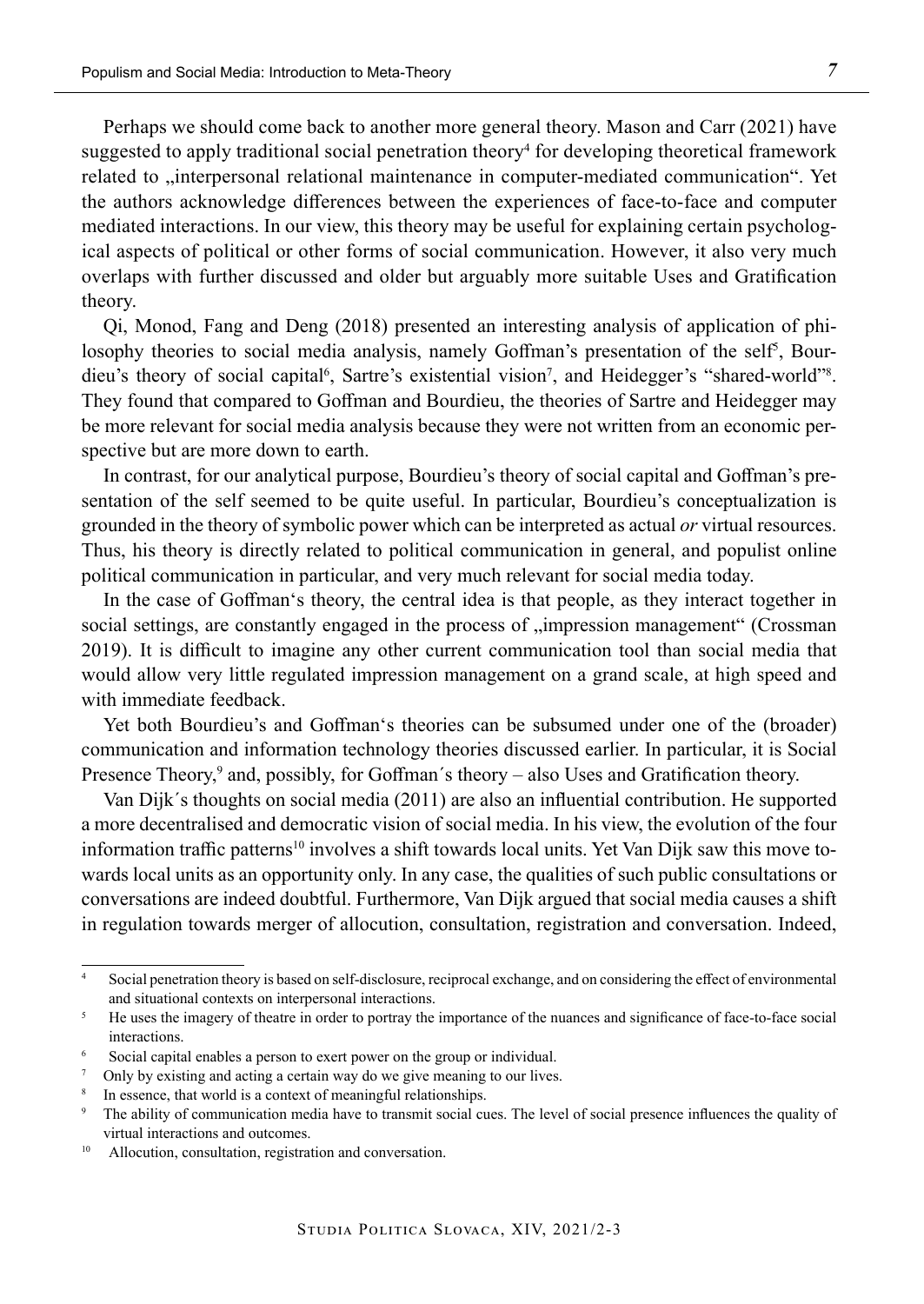Perhaps we should come back to another more general theory. Mason and Carr (2021) have suggested to apply traditional social penetration theory[4] for developing theoretical framework related to „interpersonal relational maintenance in computer-mediated communication". Yet the authors acknowledge differences between the experiences of face-to-face and computer mediated interactions. In our view, this theory may be useful for explaining certain psychological aspects of political or other forms of social communication. However, it also very much overlaps with further discussed and older but arguably more suitable Uses and Gratification theory.

Qi, Monod, Fang and Deng (2018) presented an interesting analysis of application of philosophy theories to social media analysis, namely Goffman's presentation of the self[5], Bourdieu's theory of social capital[6], Sartre's existential vision[7], and Heidegger's "shared-world"[8]. They found that compared to Goffman and Bourdieu, the theories of Sartre and Heidegger may be more relevant for social media analysis because they were not written from an economic perspective but are more down to earth.

In contrast, for our analytical purpose, Bourdieu's theory of social capital and Goffman's presentation of the self seemed to be quite useful. In particular, Bourdieu's conceptualization is grounded in the theory of symbolic power which can be interpreted as actual *or* virtual resources. Thus, his theory is directly related to political communication in general, and populist online political communication in particular, and very much relevant for social media today.

In the case of Goffman's theory, the central idea is that people, as they interact together in social settings, are constantly engaged in the process of „impression management" (Crossman 2019). It is difficult to imagine any other current communication tool than social media that would allow very little regulated impression management on a grand scale, at high speed and with immediate feedback.

Yet both Bourdieu's and Goffman's theories can be subsumed under one of the (broader) communication and information technology theories discussed earlier. In particular, it is Social Presence Theory,[9] and, possibly, for Goffman´s theory – also Uses and Gratification theory.

Van Dijk´s thoughts on social media (2011) are also an influential contribution. He supported a more decentralised and democratic vision of social media. In his view, the evolution of the four information traffic patterns[10] involves a shift towards local units. Yet Van Dijk saw this move towards local units as an opportunity only. In any case, the qualities of such public consultations or conversations are indeed doubtful. Furthermore, Van Dijk argued that social media causes a shift in regulation towards merger of allocution, consultation, registration and conversation. Indeed,

---

[4] Social penetration theory is based on self-disclosure, reciprocal exchange, and on considering the effect of environmental and situational contexts on interpersonal interactions.

[5] He uses the imagery of theatre in order to portray the importance of the nuances and significance of face-to-face social interactions.

[6] Social capital enables a person to exert power on the group or individual.

[7] Only by existing and acting a certain way do we give meaning to our lives.

[8] In essence, that world is a context of meaningful relationships.

[9] The ability of communication media have to transmit social cues. The level of social presence influences the quality of virtual interactions and outcomes.

[10] Allocution, consultation, registration and conversation.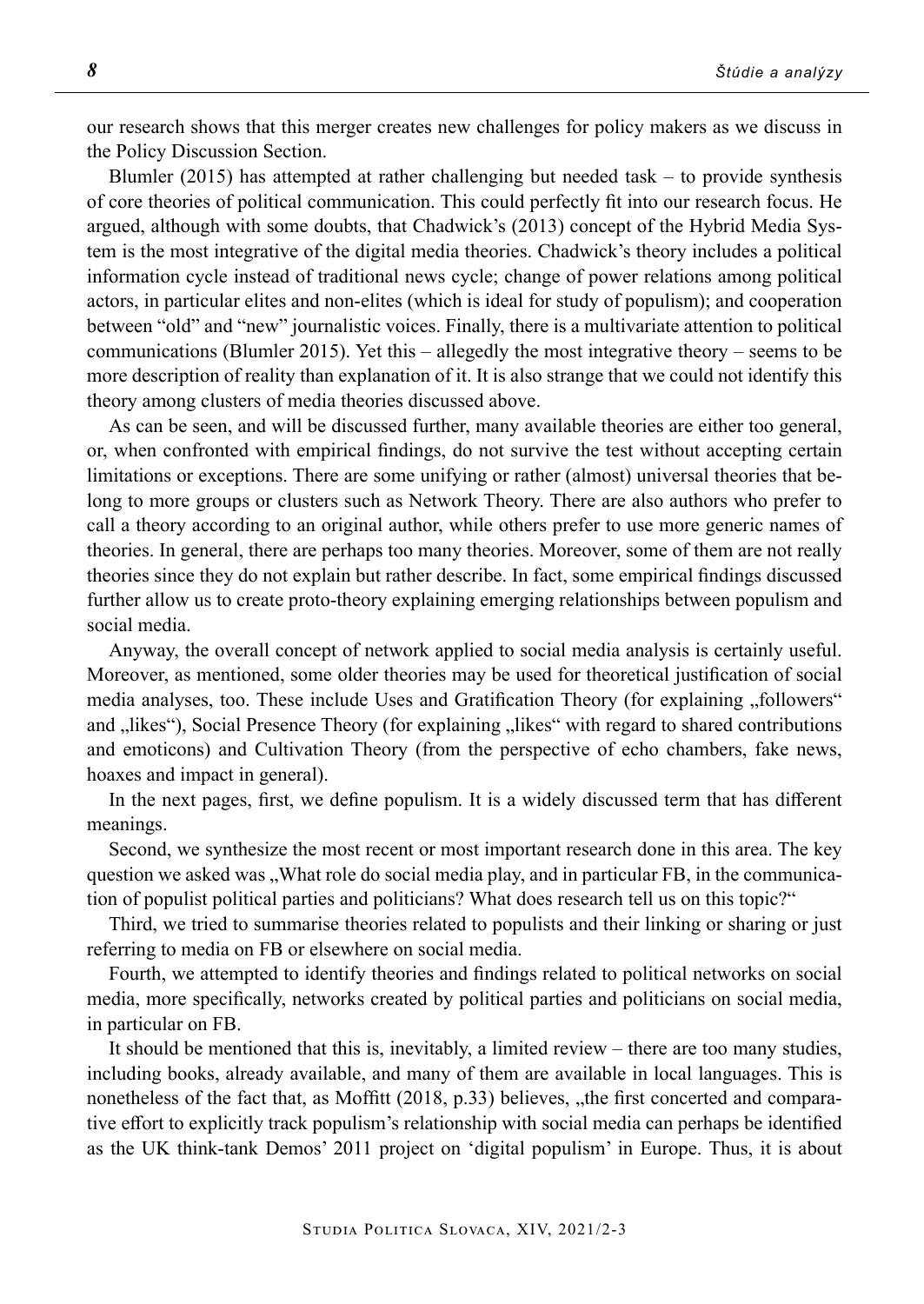our research shows that this merger creates new challenges for policy makers as we discuss in the Policy Discussion Section.

Blumler (2015) has attempted at rather challenging but needed task – to provide synthesis of core theories of political communication. This could perfectly fit into our research focus. He argued, although with some doubts, that Chadwick's (2013) concept of the Hybrid Media System is the most integrative of the digital media theories. Chadwick's theory includes a political information cycle instead of traditional news cycle; change of power relations among political actors, in particular elites and non-elites (which is ideal for study of populism); and cooperation between "old" and "new" journalistic voices. Finally, there is a multivariate attention to political communications (Blumler 2015). Yet this – allegedly the most integrative theory – seems to be more description of reality than explanation of it. It is also strange that we could not identify this theory among clusters of media theories discussed above.

As can be seen, and will be discussed further, many available theories are either too general, or, when confronted with empirical findings, do not survive the test without accepting certain limitations or exceptions. There are some unifying or rather (almost) universal theories that belong to more groups or clusters such as Network Theory. There are also authors who prefer to call a theory according to an original author, while others prefer to use more generic names of theories. In general, there are perhaps too many theories. Moreover, some of them are not really theories since they do not explain but rather describe. In fact, some empirical findings discussed further allow us to create proto-theory explaining emerging relationships between populism and social media.

Anyway, the overall concept of network applied to social media analysis is certainly useful. Moreover, as mentioned, some older theories may be used for theoretical justification of social media analyses, too. These include Uses and Gratification Theory (for explaining „followers" and „likes"), Social Presence Theory (for explaining „likes" with regard to shared contributions and emoticons) and Cultivation Theory (from the perspective of echo chambers, fake news, hoaxes and impact in general).

In the next pages, first, we define populism. It is a widely discussed term that has different meanings.

Second, we synthesize the most recent or most important research done in this area. The key question we asked was „What role do social media play, and in particular FB, in the communication of populist political parties and politicians? What does research tell us on this topic?"

Third, we tried to summarise theories related to populists and their linking or sharing or just referring to media on FB or elsewhere on social media.

Fourth, we attempted to identify theories and findings related to political networks on social media, more specifically, networks created by political parties and politicians on social media, in particular on FB.

It should be mentioned that this is, inevitably, a limited review – there are too many studies, including books, already available, and many of them are available in local languages. This is nonetheless of the fact that, as Moffitt (2018, p.33) believes, „the first concerted and comparative effort to explicitly track populism's relationship with social media can perhaps be identified as the UK think-tank Demos' 2011 project on 'digital populism' in Europe. Thus, it is about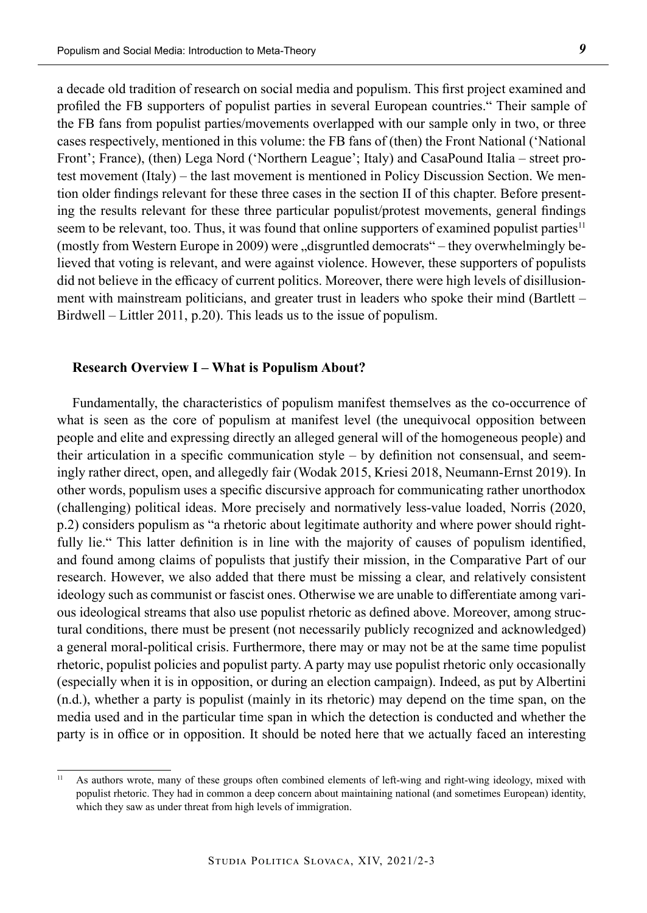a decade old tradition of research on social media and populism. This first project examined and profiled the FB supporters of populist parties in several European countries." Their sample of the FB fans from populist parties/movements overlapped with our sample only in two, or three cases respectively, mentioned in this volume: the FB fans of (then) the Front National ('National Front'; France), (then) Lega Nord ('Northern League'; Italy) and CasaPound Italia – street protest movement (Italy) – the last movement is mentioned in Policy Discussion Section. We mention older findings relevant for these three cases in the section II of this chapter. Before presenting the results relevant for these three particular populist/protest movements, general findings seem to be relevant, too. Thus, it was found that online supporters of examined populist parties[11] (mostly from Western Europe in 2009) were „disgruntled democrats" – they overwhelmingly believed that voting is relevant, and were against violence. However, these supporters of populists did not believe in the efficacy of current politics. Moreover, there were high levels of disillusionment with mainstream politicians, and greater trust in leaders who spoke their mind (Bartlett – Birdwell – Littler 2011, p.20). This leads us to the issue of populism.

## Research Overview I – What is Populism About?

Fundamentally, the characteristics of populism manifest themselves as the co-occurrence of what is seen as the core of populism at manifest level (the unequivocal opposition between people and elite and expressing directly an alleged general will of the homogeneous people) and their articulation in a specific communication style – by definition not consensual, and seemingly rather direct, open, and allegedly fair (Wodak 2015, Kriesi 2018, Neumann-Ernst 2019). In other words, populism uses a specific discursive approach for communicating rather unorthodox (challenging) political ideas. More precisely and normatively less-value loaded, Norris (2020, p.2) considers populism as "a rhetoric about legitimate authority and where power should rightfully lie." This latter definition is in line with the majority of causes of populism identified, and found among claims of populists that justify their mission, in the Comparative Part of our research. However, we also added that there must be missing a clear, and relatively consistent ideology such as communist or fascist ones. Otherwise we are unable to differentiate among various ideological streams that also use populist rhetoric as defined above. Moreover, among structural conditions, there must be present (not necessarily publicly recognized and acknowledged) a general moral-political crisis. Furthermore, there may or may not be at the same time populist rhetoric, populist policies and populist party. A party may use populist rhetoric only occasionally (especially when it is in opposition, or during an election campaign). Indeed, as put by Albertini (n.d.), whether a party is populist (mainly in its rhetoric) may depend on the time span, on the media used and in the particular time span in which the detection is conducted and whether the party is in office or in opposition. It should be noted here that we actually faced an interesting

[11] As authors wrote, many of these groups often combined elements of left-wing and right-wing ideology, mixed with populist rhetoric. They had in common a deep concern about maintaining national (and sometimes European) identity, which they saw as under threat from high levels of immigration.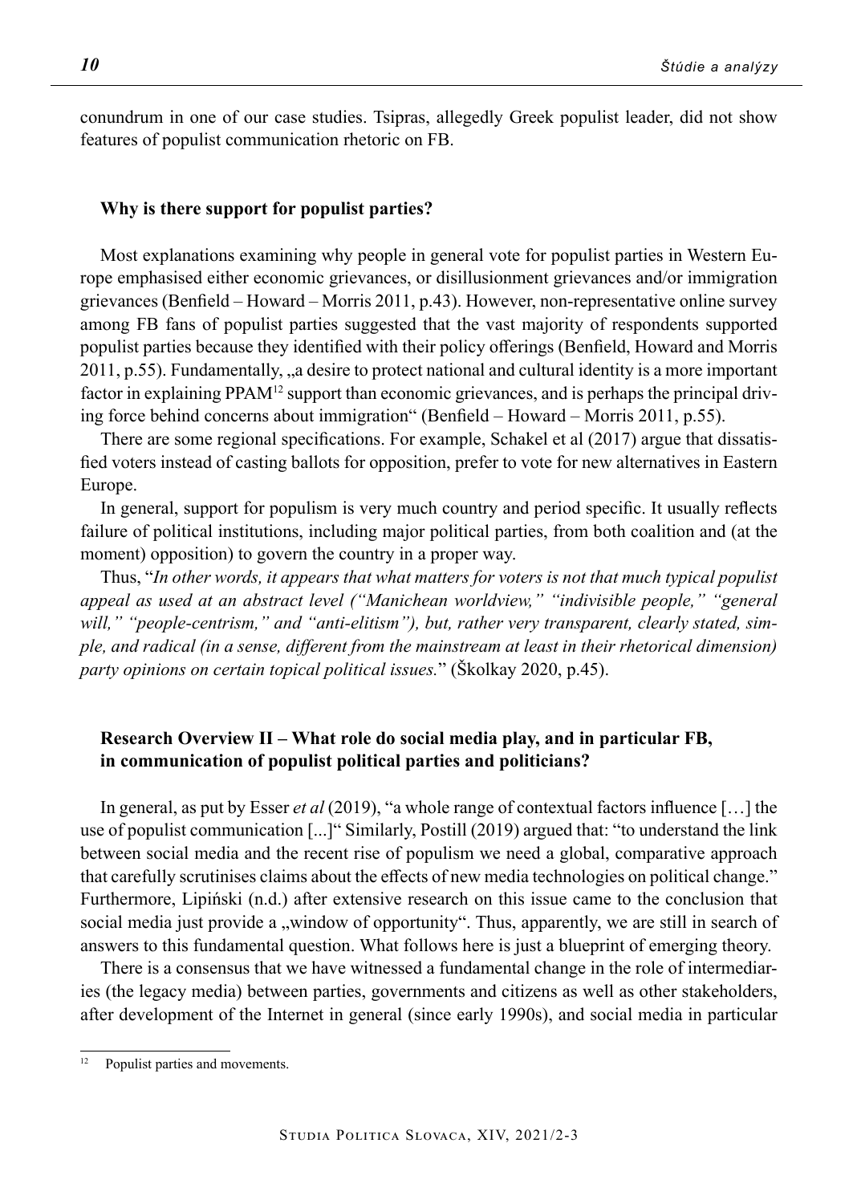conundrum in one of our case studies. Tsipras, allegedly Greek populist leader, did not show features of populist communication rhetoric on FB.

## Why is there support for populist parties?

Most explanations examining why people in general vote for populist parties in Western Europe emphasised either economic grievances, or disillusionment grievances and/or immigration grievances (Benfield – Howard – Morris 2011, p.43). However, non-representative online survey among FB fans of populist parties suggested that the vast majority of respondents supported populist parties because they identified with their policy offerings (Benfield, Howard and Morris 2011, p.55). Fundamentally, „a desire to protect national and cultural identity is a more important factor in explaining PPAM[12] support than economic grievances, and is perhaps the principal driving force behind concerns about immigration" (Benfield – Howard – Morris 2011, p.55).

There are some regional specifications. For example, Schakel et al (2017) argue that dissatisfied voters instead of casting ballots for opposition, prefer to vote for new alternatives in Eastern Europe.

In general, support for populism is very much country and period specific. It usually reflects failure of political institutions, including major political parties, from both coalition and (at the moment) opposition) to govern the country in a proper way.

Thus, "*In other words, it appears that what matters for voters is not that much typical populist appeal as used at an abstract level ("Manichean worldview," "indivisible people," "general will," "people-centrism," and "anti-elitism"), but, rather very transparent, clearly stated, simple, and radical (in a sense, different from the mainstream at least in their rhetorical dimension) party opinions on certain topical political issues.*" (Školkay 2020, p.45).

## Research Overview II – What role do social media play, and in particular FB, in communication of populist political parties and politicians?

In general, as put by Esser *et al* (2019), "a whole range of contextual factors influence […] the use of populist communication [...]" Similarly, Postill (2019) argued that: "to understand the link between social media and the recent rise of populism we need a global, comparative approach that carefully scrutinises claims about the effects of new media technologies on political change." Furthermore, Lipiński (n.d.) after extensive research on this issue came to the conclusion that social media just provide a „window of opportunity". Thus, apparently, we are still in search of answers to this fundamental question. What follows here is just a blueprint of emerging theory.

There is a consensus that we have witnessed a fundamental change in the role of intermediaries (the legacy media) between parties, governments and citizens as well as other stakeholders, after development of the Internet in general (since early 1990s), and social media in particular

[12] Populist parties and movements.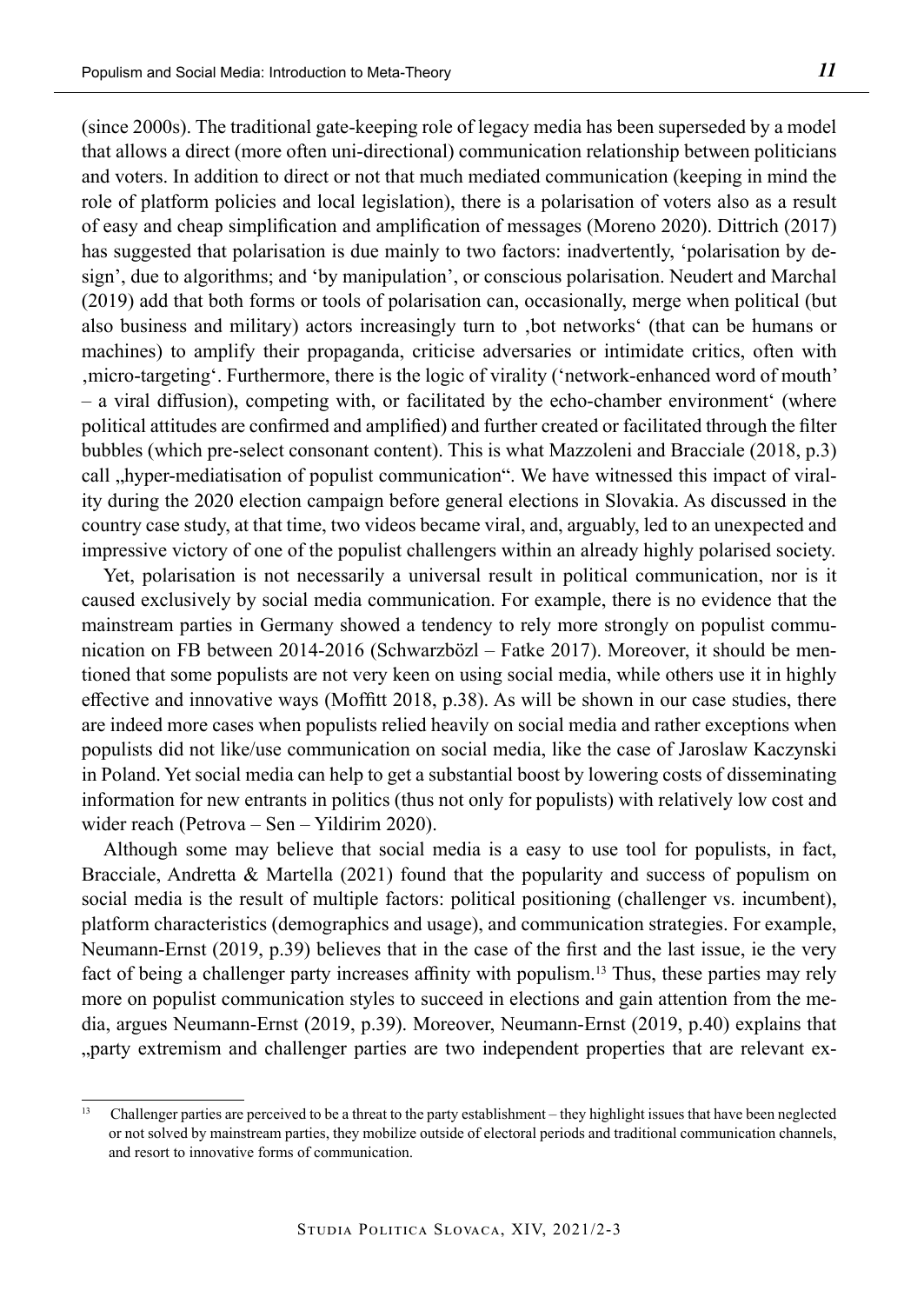(since 2000s). The traditional gate-keeping role of legacy media has been superseded by a model that allows a direct (more often uni-directional) communication relationship between politicians and voters. In addition to direct or not that much mediated communication (keeping in mind the role of platform policies and local legislation), there is a polarisation of voters also as a result of easy and cheap simplification and amplification of messages (Moreno 2020). Dittrich (2017) has suggested that polarisation is due mainly to two factors: inadvertently, 'polarisation by design', due to algorithms; and 'by manipulation', or conscious polarisation. Neudert and Marchal (2019) add that both forms or tools of polarisation can, occasionally, merge when political (but also business and military) actors increasingly turn to ‚bot networks' (that can be humans or machines) to amplify their propaganda, criticise adversaries or intimidate critics, often with ‚micro-targeting'. Furthermore, there is the logic of virality ('network-enhanced word of mouth' – a viral diffusion), competing with, or facilitated by the echo-chamber environment' (where political attitudes are confirmed and amplified) and further created or facilitated through the filter bubbles (which pre-select consonant content). This is what Mazzoleni and Bracciale (2018, p.3) call „hyper-mediatisation of populist communication". We have witnessed this impact of virality during the 2020 election campaign before general elections in Slovakia. As discussed in the country case study, at that time, two videos became viral, and, arguably, led to an unexpected and impressive victory of one of the populist challengers within an already highly polarised society.

Yet, polarisation is not necessarily a universal result in political communication, nor is it caused exclusively by social media communication. For example, there is no evidence that the mainstream parties in Germany showed a tendency to rely more strongly on populist communication on FB between 2014-2016 (Schwarzbözl – Fatke 2017). Moreover, it should be mentioned that some populists are not very keen on using social media, while others use it in highly effective and innovative ways (Moffitt 2018, p.38). As will be shown in our case studies, there are indeed more cases when populists relied heavily on social media and rather exceptions when populists did not like/use communication on social media, like the case of Jaroslaw Kaczynski in Poland. Yet social media can help to get a substantial boost by lowering costs of disseminating information for new entrants in politics (thus not only for populists) with relatively low cost and wider reach (Petrova – Sen – Yildirim 2020).

Although some may believe that social media is a easy to use tool for populists, in fact, Bracciale, Andretta & Martella (2021) found that the popularity and success of populism on social media is the result of multiple factors: political positioning (challenger vs. incumbent), platform characteristics (demographics and usage), and communication strategies. For example, Neumann-Ernst (2019, p.39) believes that in the case of the first and the last issue, ie the very fact of being a challenger party increases affinity with populism.[13] Thus, these parties may rely more on populist communication styles to succeed in elections and gain attention from the media, argues Neumann-Ernst (2019, p.39). Moreover, Neumann-Ernst (2019, p.40) explains that „party extremism and challenger parties are two independent properties that are relevant ex-

[13] Challenger parties are perceived to be a threat to the party establishment – they highlight issues that have been neglected or not solved by mainstream parties, they mobilize outside of electoral periods and traditional communication channels, and resort to innovative forms of communication.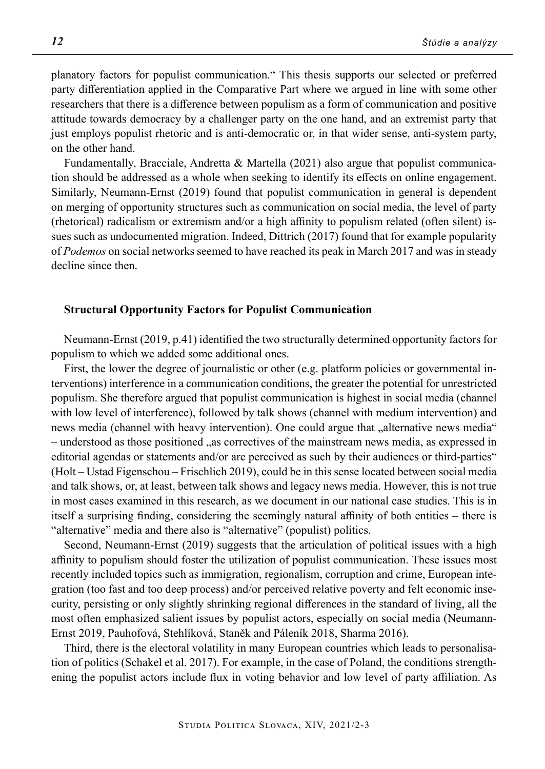planatory factors for populist communication." This thesis supports our selected or preferred party differentiation applied in the Comparative Part where we argued in line with some other researchers that there is a difference between populism as a form of communication and positive attitude towards democracy by a challenger party on the one hand, and an extremist party that just employs populist rhetoric and is anti-democratic or, in that wider sense, anti-system party, on the other hand.

Fundamentally, Bracciale, Andretta & Martella (2021) also argue that populist communication should be addressed as a whole when seeking to identify its effects on online engagement. Similarly, Neumann-Ernst (2019) found that populist communication in general is dependent on merging of opportunity structures such as communication on social media, the level of party (rhetorical) radicalism or extremism and/or a high affinity to populism related (often silent) issues such as undocumented migration. Indeed, Dittrich (2017) found that for example popularity of *Podemos* on social networks seemed to have reached its peak in March 2017 and was in steady decline since then.

**Structural Opportunity Factors for Populist Communication**

Neumann-Ernst (2019, p.41) identified the two structurally determined opportunity factors for populism to which we added some additional ones.

First, the lower the degree of journalistic or other (e.g. platform policies or governmental interventions) interference in a communication conditions, the greater the potential for unrestricted populism. She therefore argued that populist communication is highest in social media (channel with low level of interference), followed by talk shows (channel with medium intervention) and news media (channel with heavy intervention). One could argue that „alternative news media" – understood as those positioned „as correctives of the mainstream news media, as expressed in editorial agendas or statements and/or are perceived as such by their audiences or third-parties" (Holt – Ustad Figenschou – Frischlich 2019), could be in this sense located between social media and talk shows, or, at least, between talk shows and legacy news media. However, this is not true in most cases examined in this research, as we document in our national case studies. This is in itself a surprising finding, considering the seemingly natural affinity of both entities – there is "alternative" media and there also is "alternative" (populist) politics.

Second, Neumann-Ernst (2019) suggests that the articulation of political issues with a high affinity to populism should foster the utilization of populist communication. These issues most recently included topics such as immigration, regionalism, corruption and crime, European integration (too fast and too deep process) and/or perceived relative poverty and felt economic insecurity, persisting or only slightly shrinking regional differences in the standard of living, all the most often emphasized salient issues by populist actors, especially on social media (Neumann-Ernst 2019, Pauhofová, Stehlíková, Staněk and Páleník 2018, Sharma 2016).

Third, there is the electoral volatility in many European countries which leads to personalisation of politics (Schakel et al. 2017). For example, in the case of Poland, the conditions strengthening the populist actors include flux in voting behavior and low level of party affiliation. As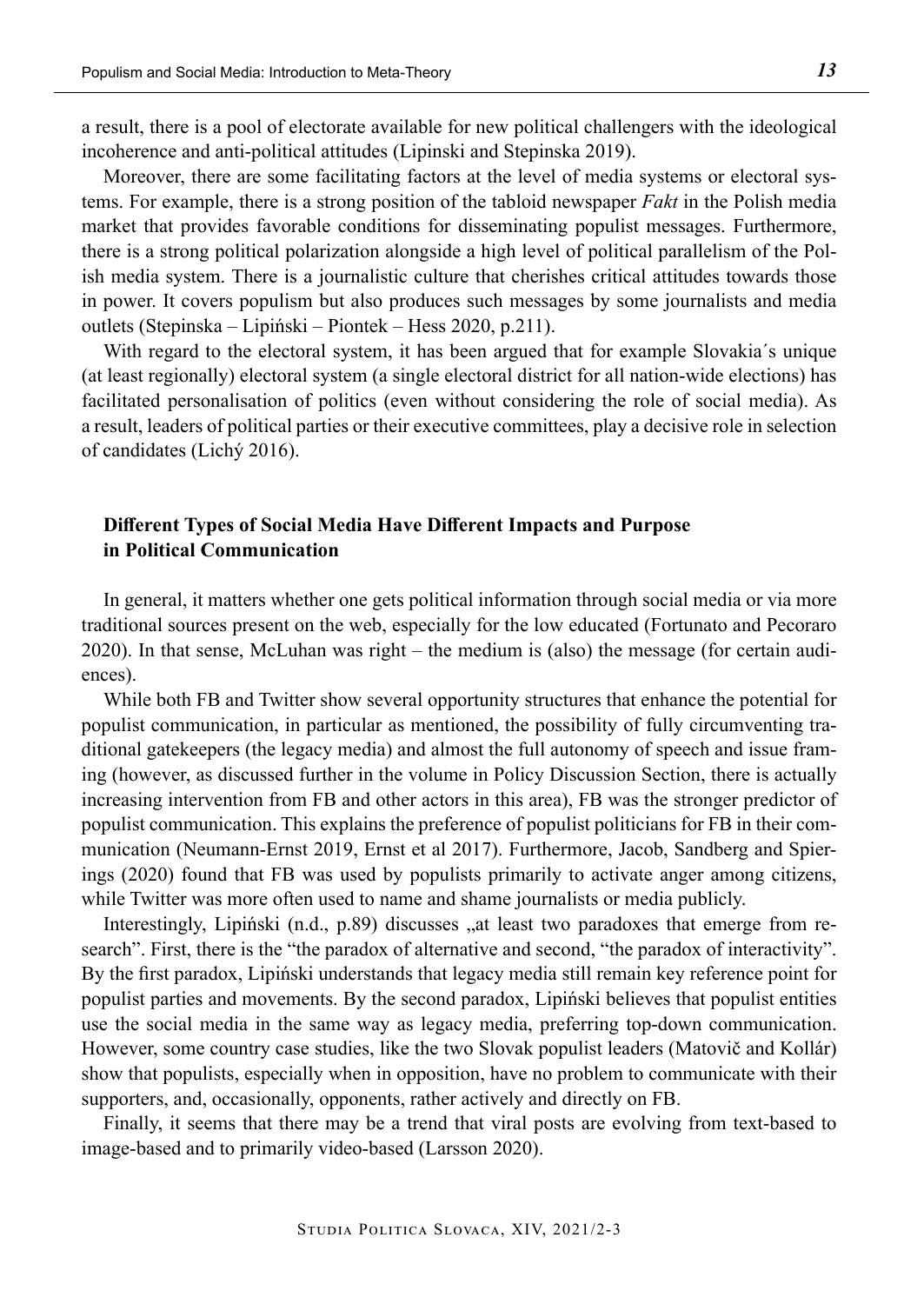a result, there is a pool of electorate available for new political challengers with the ideological incoherence and anti-political attitudes (Lipinski and Stepinska 2019).

Moreover, there are some facilitating factors at the level of media systems or electoral systems. For example, there is a strong position of the tabloid newspaper *Fakt* in the Polish media market that provides favorable conditions for disseminating populist messages. Furthermore, there is a strong political polarization alongside a high level of political parallelism of the Polish media system. There is a journalistic culture that cherishes critical attitudes towards those in power. It covers populism but also produces such messages by some journalists and media outlets (Stepinska – Lipiński – Piontek – Hess 2020, p.211).

With regard to the electoral system, it has been argued that for example Slovakia´s unique (at least regionally) electoral system (a single electoral district for all nation-wide elections) has facilitated personalisation of politics (even without considering the role of social media). As a result, leaders of political parties or their executive committees, play a decisive role in selection of candidates (Lichý 2016).

## Different Types of Social Media Have Different Impacts and Purpose in Political Communication

In general, it matters whether one gets political information through social media or via more traditional sources present on the web, especially for the low educated (Fortunato and Pecoraro 2020). In that sense, McLuhan was right – the medium is (also) the message (for certain audiences).

While both FB and Twitter show several opportunity structures that enhance the potential for populist communication, in particular as mentioned, the possibility of fully circumventing traditional gatekeepers (the legacy media) and almost the full autonomy of speech and issue framing (however, as discussed further in the volume in Policy Discussion Section, there is actually increasing intervention from FB and other actors in this area), FB was the stronger predictor of populist communication. This explains the preference of populist politicians for FB in their communication (Neumann-Ernst 2019, Ernst et al 2017). Furthermore, Jacob, Sandberg and Spierings (2020) found that FB was used by populists primarily to activate anger among citizens, while Twitter was more often used to name and shame journalists or media publicly.

Interestingly, Lipiński (n.d., p.89) discusses „at least two paradoxes that emerge from research". First, there is the "the paradox of alternative and second, "the paradox of interactivity". By the first paradox, Lipiński understands that legacy media still remain key reference point for populist parties and movements. By the second paradox, Lipiński believes that populist entities use the social media in the same way as legacy media, preferring top-down communication. However, some country case studies, like the two Slovak populist leaders (Matovič and Kollár) show that populists, especially when in opposition, have no problem to communicate with their supporters, and, occasionally, opponents, rather actively and directly on FB.

Finally, it seems that there may be a trend that viral posts are evolving from text-based to image-based and to primarily video-based (Larsson 2020).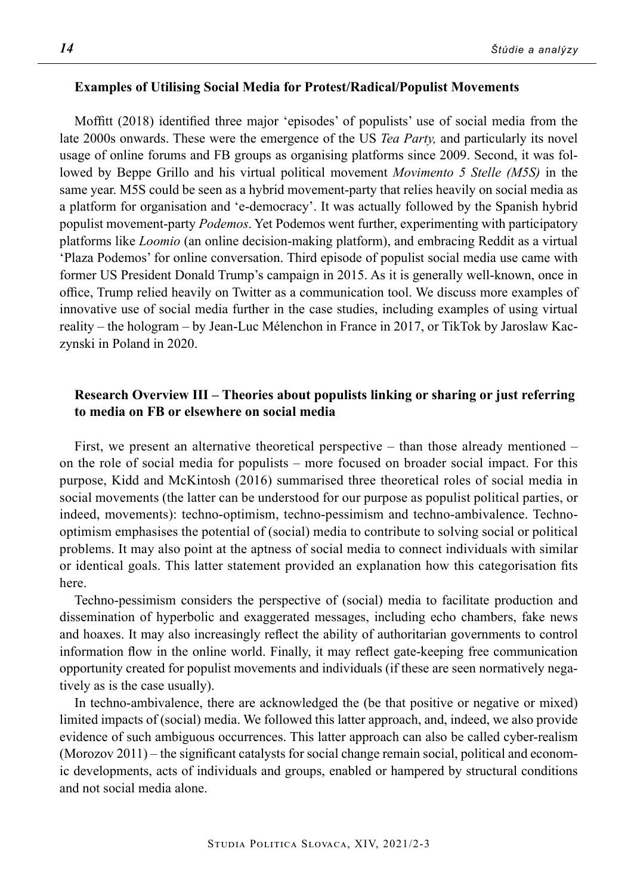## Examples of Utilising Social Media for Protest/Radical/Populist Movements

Moffitt (2018) identified three major 'episodes' of populists' use of social media from the late 2000s onwards. These were the emergence of the US *Tea Party,* and particularly its novel usage of online forums and FB groups as organising platforms since 2009. Second, it was followed by Beppe Grillo and his virtual political movement *Movimento 5 Stelle (M5S)* in the same year. M5S could be seen as a hybrid movement-party that relies heavily on social media as a platform for organisation and 'e-democracy'. It was actually followed by the Spanish hybrid populist movement-party *Podemos*. Yet Podemos went further, experimenting with participatory platforms like *Loomio* (an online decision-making platform), and embracing Reddit as a virtual 'Plaza Podemos' for online conversation. Third episode of populist social media use came with former US President Donald Trump's campaign in 2015. As it is generally well-known, once in office, Trump relied heavily on Twitter as a communication tool. We discuss more examples of innovative use of social media further in the case studies, including examples of using virtual reality – the hologram – by Jean-Luc Mélenchon in France in 2017, or TikTok by Jaroslaw Kaczynski in Poland in 2020.

## Research Overview III – Theories about populists linking or sharing or just referring to media on FB or elsewhere on social media

First, we present an alternative theoretical perspective – than those already mentioned – on the role of social media for populists – more focused on broader social impact. For this purpose, Kidd and McKintosh (2016) summarised three theoretical roles of social media in social movements (the latter can be understood for our purpose as populist political parties, or indeed, movements): techno-optimism, techno-pessimism and techno-ambivalence. Techno-optimism emphasises the potential of (social) media to contribute to solving social or political problems. It may also point at the aptness of social media to connect individuals with similar or identical goals. This latter statement provided an explanation how this categorisation fits here.

Techno-pessimism considers the perspective of (social) media to facilitate production and dissemination of hyperbolic and exaggerated messages, including echo chambers, fake news and hoaxes. It may also increasingly reflect the ability of authoritarian governments to control information flow in the online world. Finally, it may reflect gate-keeping free communication opportunity created for populist movements and individuals (if these are seen normatively negatively as is the case usually).

In techno-ambivalence, there are acknowledged the (be that positive or negative or mixed) limited impacts of (social) media. We followed this latter approach, and, indeed, we also provide evidence of such ambiguous occurrences. This latter approach can also be called cyber-realism (Morozov 2011) – the significant catalysts for social change remain social, political and economic developments, acts of individuals and groups, enabled or hampered by structural conditions and not social media alone.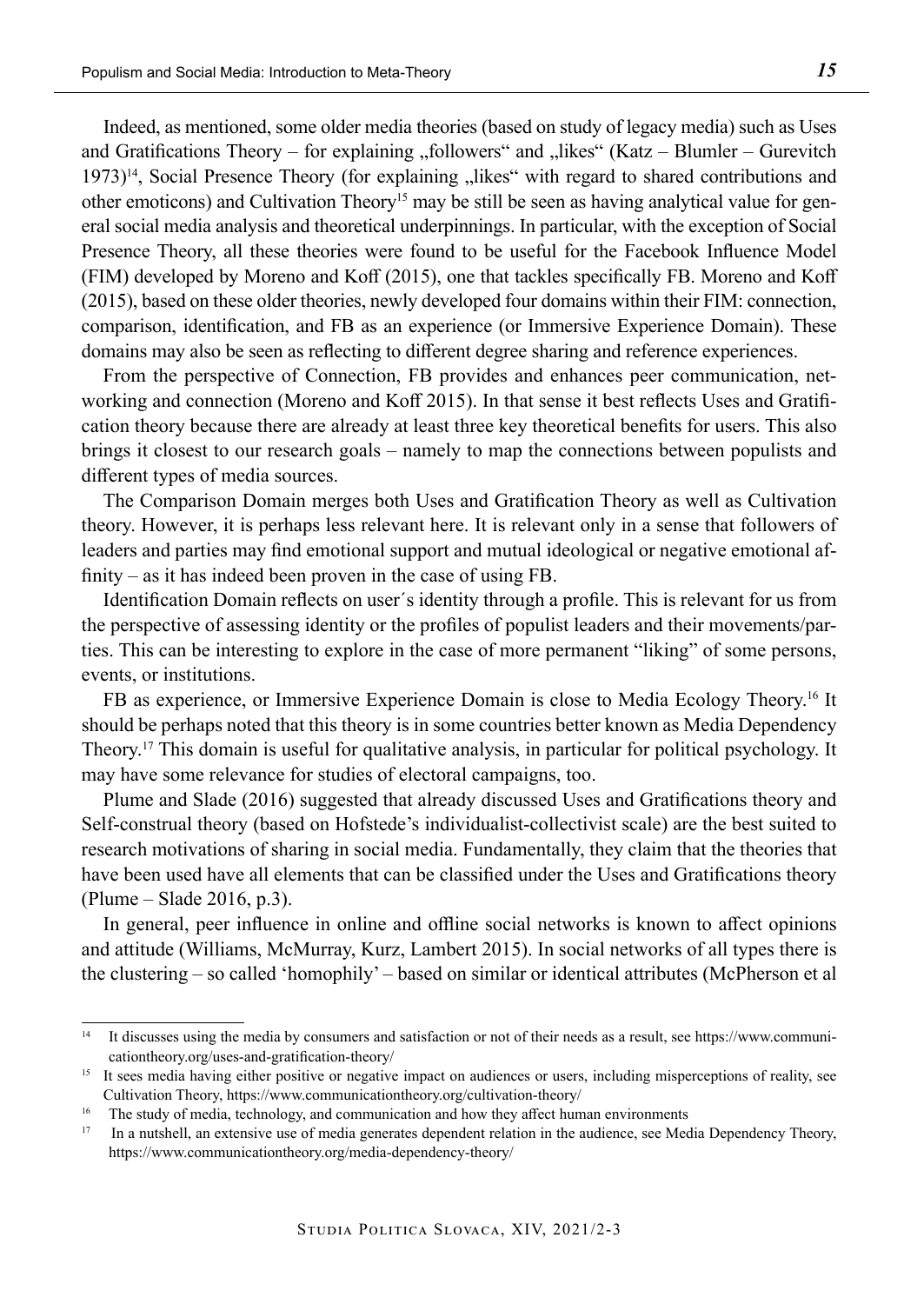Indeed, as mentioned, some older media theories (based on study of legacy media) such as Uses and Gratifications Theory – for explaining „followers" and „likes" (Katz – Blumler – Gurevitch 1973)[14], Social Presence Theory (for explaining „likes" with regard to shared contributions and other emoticons) and Cultivation Theory[15] may be still be seen as having analytical value for general social media analysis and theoretical underpinnings. In particular, with the exception of Social Presence Theory, all these theories were found to be useful for the Facebook Influence Model (FIM) developed by Moreno and Koff (2015), one that tackles specifically FB. Moreno and Koff (2015), based on these older theories, newly developed four domains within their FIM: connection, comparison, identification, and FB as an experience (or Immersive Experience Domain). These domains may also be seen as reflecting to different degree sharing and reference experiences.

From the perspective of Connection, FB provides and enhances peer communication, networking and connection (Moreno and Koff 2015). In that sense it best reflects Uses and Gratification theory because there are already at least three key theoretical benefits for users. This also brings it closest to our research goals – namely to map the connections between populists and different types of media sources.

The Comparison Domain merges both Uses and Gratification Theory as well as Cultivation theory. However, it is perhaps less relevant here. It is relevant only in a sense that followers of leaders and parties may find emotional support and mutual ideological or negative emotional affinity – as it has indeed been proven in the case of using FB.

Identification Domain reflects on user´s identity through a profile. This is relevant for us from the perspective of assessing identity or the profiles of populist leaders and their movements/parties. This can be interesting to explore in the case of more permanent "liking" of some persons, events, or institutions.

FB as experience, or Immersive Experience Domain is close to Media Ecology Theory.[16] It should be perhaps noted that this theory is in some countries better known as Media Dependency Theory.[17] This domain is useful for qualitative analysis, in particular for political psychology. It may have some relevance for studies of electoral campaigns, too.

Plume and Slade (2016) suggested that already discussed Uses and Gratifications theory and Self-construal theory (based on Hofstede's individualist-collectivist scale) are the best suited to research motivations of sharing in social media. Fundamentally, they claim that the theories that have been used have all elements that can be classified under the Uses and Gratifications theory (Plume – Slade 2016, p.3).

In general, peer influence in online and offline social networks is known to affect opinions and attitude (Williams, McMurray, Kurz, Lambert 2015). In social networks of all types there is the clustering – so called 'homophily' – based on similar or identical attributes (McPherson et al

---

[14] It discusses using the media by consumers and satisfaction or not of their needs as a result, see https://www.communicationtheory.org/uses-and-gratification-theory/

[15] It sees media having either positive or negative impact on audiences or users, including misperceptions of reality, see Cultivation Theory, https://www.communicationtheory.org/cultivation-theory/

[16] The study of media, technology, and communication and how they affect human environments

[17] In a nutshell, an extensive use of media generates dependent relation in the audience, see Media Dependency Theory, https://www.communicationtheory.org/media-dependency-theory/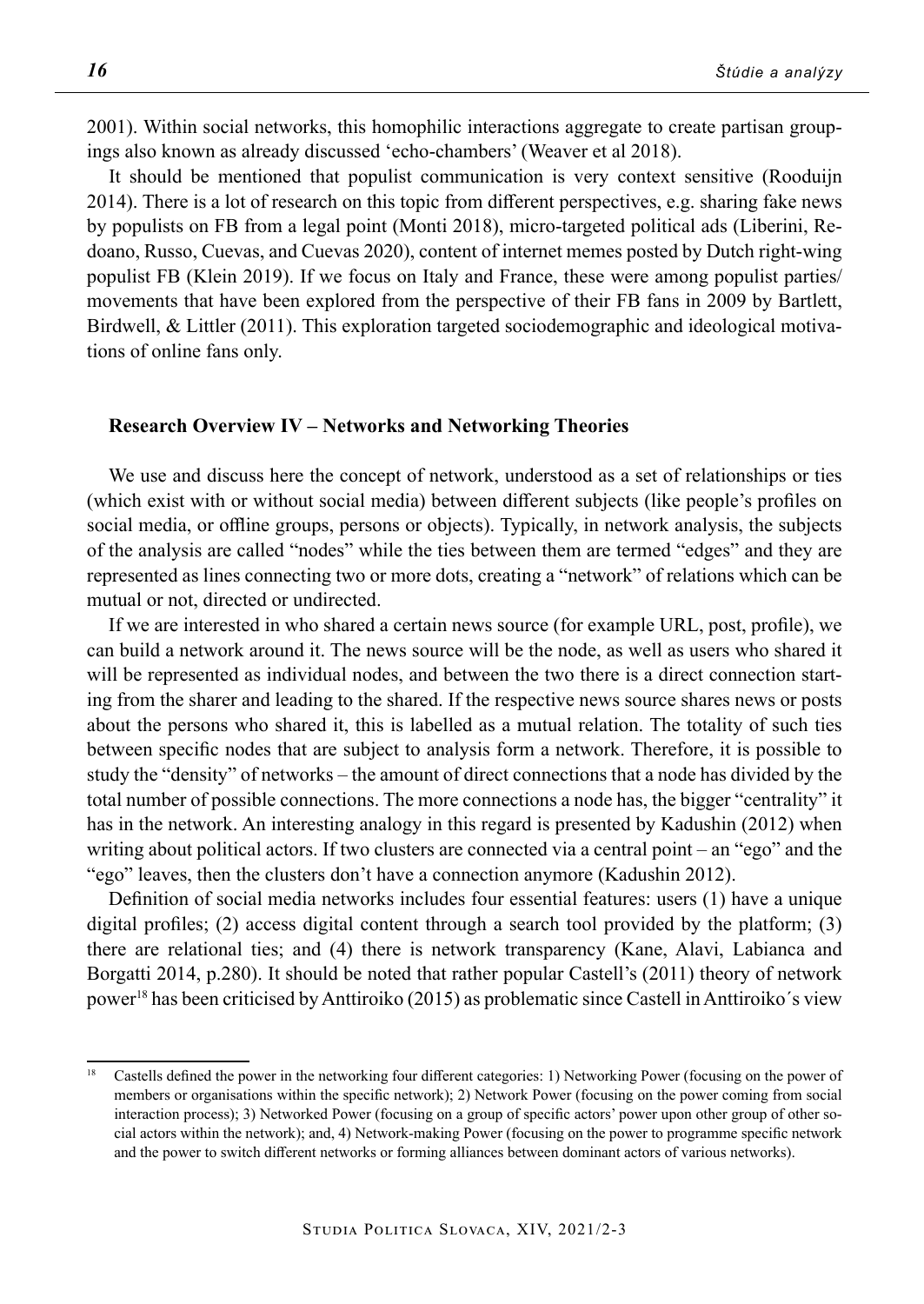2001). Within social networks, this homophilic interactions aggregate to create partisan groupings also known as already discussed 'echo-chambers' (Weaver et al 2018).

It should be mentioned that populist communication is very context sensitive (Rooduijn 2014). There is a lot of research on this topic from different perspectives, e.g. sharing fake news by populists on FB from a legal point (Monti 2018), micro-targeted political ads (Liberini, Redoano, Russo, Cuevas, and Cuevas 2020), content of internet memes posted by Dutch right-wing populist FB (Klein 2019). If we focus on Italy and France, these were among populist parties/ movements that have been explored from the perspective of their FB fans in 2009 by Bartlett, Birdwell, & Littler (2011). This exploration targeted sociodemographic and ideological motivations of online fans only.

## Research Overview IV – Networks and Networking Theories

We use and discuss here the concept of network, understood as a set of relationships or ties (which exist with or without social media) between different subjects (like people's profiles on social media, or offline groups, persons or objects). Typically, in network analysis, the subjects of the analysis are called "nodes" while the ties between them are termed "edges" and they are represented as lines connecting two or more dots, creating a "network" of relations which can be mutual or not, directed or undirected.

If we are interested in who shared a certain news source (for example URL, post, profile), we can build a network around it. The news source will be the node, as well as users who shared it will be represented as individual nodes, and between the two there is a direct connection starting from the sharer and leading to the shared. If the respective news source shares news or posts about the persons who shared it, this is labelled as a mutual relation. The totality of such ties between specific nodes that are subject to analysis form a network. Therefore, it is possible to study the "density" of networks – the amount of direct connections that a node has divided by the total number of possible connections. The more connections a node has, the bigger "centrality" it has in the network. An interesting analogy in this regard is presented by Kadushin (2012) when writing about political actors. If two clusters are connected via a central point – an "ego" and the "ego" leaves, then the clusters don't have a connection anymore (Kadushin 2012).

Definition of social media networks includes four essential features: users (1) have a unique digital profiles; (2) access digital content through a search tool provided by the platform; (3) there are relational ties; and (4) there is network transparency (Kane, Alavi, Labianca and Borgatti 2014, p.280). It should be noted that rather popular Castell's (2011) theory of network power[18] has been criticised by Anttiroiko (2015) as problematic since Castell in Anttiroiko´s view

[18] Castells defined the power in the networking four different categories: 1) Networking Power (focusing on the power of members or organisations within the specific network); 2) Network Power (focusing on the power coming from social interaction process); 3) Networked Power (focusing on a group of specific actors' power upon other group of other social actors within the network); and, 4) Network-making Power (focusing on the power to programme specific network and the power to switch different networks or forming alliances between dominant actors of various networks).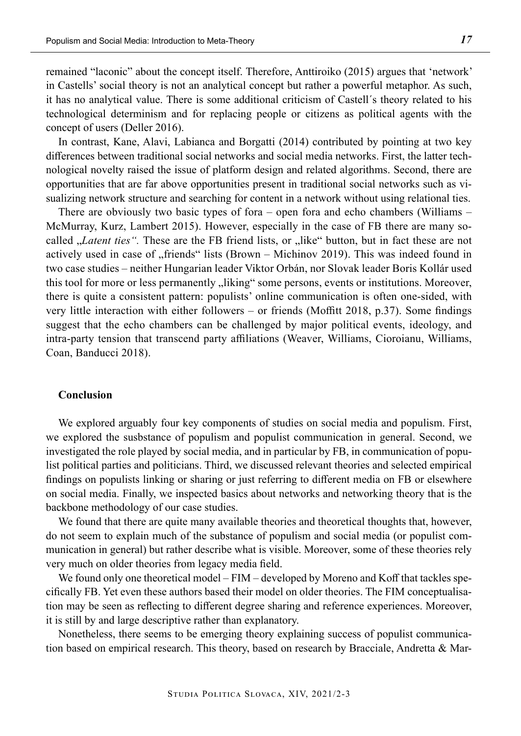remained "laconic" about the concept itself. Therefore, Anttiroiko (2015) argues that 'network' in Castells' social theory is not an analytical concept but rather a powerful metaphor. As such, it has no analytical value. There is some additional criticism of Castell´s theory related to his technological determinism and for replacing people or citizens as political agents with the concept of users (Deller 2016).

In contrast, Kane, Alavi, Labianca and Borgatti (2014) contributed by pointing at two key differences between traditional social networks and social media networks. First, the latter technological novelty raised the issue of platform design and related algorithms. Second, there are opportunities that are far above opportunities present in traditional social networks such as visualizing network structure and searching for content in a network without using relational ties.

There are obviously two basic types of fora – open fora and echo chambers (Williams – McMurray, Kurz, Lambert 2015). However, especially in the case of FB there are many so-called „*Latent ties"*. These are the FB friend lists, or „like" button, but in fact these are not actively used in case of „friends" lists (Brown – Michinov 2019). This was indeed found in two case studies – neither Hungarian leader Viktor Orbán, nor Slovak leader Boris Kollár used this tool for more or less permanently „liking" some persons, events or institutions. Moreover, there is quite a consistent pattern: populists' online communication is often one-sided, with very little interaction with either followers – or friends (Moffitt 2018, p.37). Some findings suggest that the echo chambers can be challenged by major political events, ideology, and intra-party tension that transcend party affiliations (Weaver, Williams, Cioroianu, Williams, Coan, Banducci 2018).

## Conclusion

We explored arguably four key components of studies on social media and populism. First, we explored the susbstance of populism and populist communication in general. Second, we investigated the role played by social media, and in particular by FB, in communication of populist political parties and politicians. Third, we discussed relevant theories and selected empirical findings on populists linking or sharing or just referring to different media on FB or elsewhere on social media. Finally, we inspected basics about networks and networking theory that is the backbone methodology of our case studies.

We found that there are quite many available theories and theoretical thoughts that, however, do not seem to explain much of the substance of populism and social media (or populist communication in general) but rather describe what is visible. Moreover, some of these theories rely very much on older theories from legacy media field.

We found only one theoretical model – FIM – developed by Moreno and Koff that tackles specifically FB. Yet even these authors based their model on older theories. The FIM conceptualisation may be seen as reflecting to different degree sharing and reference experiences. Moreover, it is still by and large descriptive rather than explanatory.

Nonetheless, there seems to be emerging theory explaining success of populist communication based on empirical research. This theory, based on research by Bracciale, Andretta & Mar-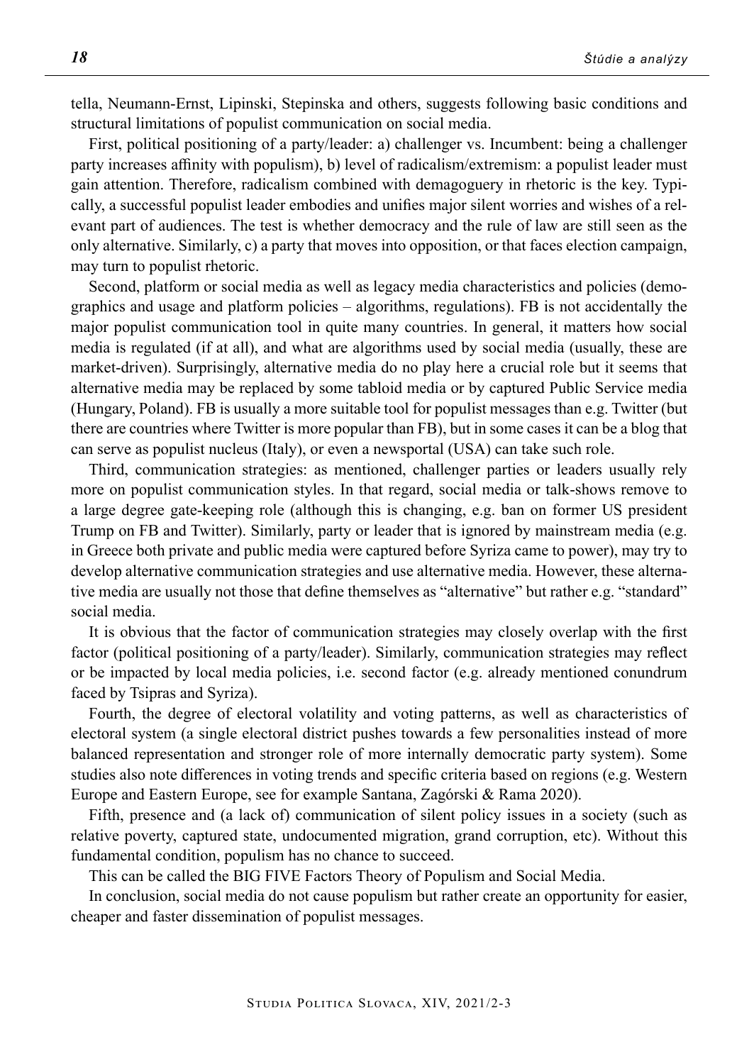tella, Neumann-Ernst, Lipinski, Stepinska and others, suggests following basic conditions and structural limitations of populist communication on social media.

First, political positioning of a party/leader: a) challenger vs. Incumbent: being a challenger party increases affinity with populism), b) level of radicalism/extremism: a populist leader must gain attention. Therefore, radicalism combined with demagoguery in rhetoric is the key. Typically, a successful populist leader embodies and unifies major silent worries and wishes of a relevant part of audiences. The test is whether democracy and the rule of law are still seen as the only alternative. Similarly, c) a party that moves into opposition, or that faces election campaign, may turn to populist rhetoric.

Second, platform or social media as well as legacy media characteristics and policies (demographics and usage and platform policies – algorithms, regulations). FB is not accidentally the major populist communication tool in quite many countries. In general, it matters how social media is regulated (if at all), and what are algorithms used by social media (usually, these are market-driven). Surprisingly, alternative media do no play here a crucial role but it seems that alternative media may be replaced by some tabloid media or by captured Public Service media (Hungary, Poland). FB is usually a more suitable tool for populist messages than e.g. Twitter (but there are countries where Twitter is more popular than FB), but in some cases it can be a blog that can serve as populist nucleus (Italy), or even a newsportal (USA) can take such role.

Third, communication strategies: as mentioned, challenger parties or leaders usually rely more on populist communication styles. In that regard, social media or talk-shows remove to a large degree gate-keeping role (although this is changing, e.g. ban on former US president Trump on FB and Twitter). Similarly, party or leader that is ignored by mainstream media (e.g. in Greece both private and public media were captured before Syriza came to power), may try to develop alternative communication strategies and use alternative media. However, these alternative media are usually not those that define themselves as "alternative" but rather e.g. "standard" social media.

It is obvious that the factor of communication strategies may closely overlap with the first factor (political positioning of a party/leader). Similarly, communication strategies may reflect or be impacted by local media policies, i.e. second factor (e.g. already mentioned conundrum faced by Tsipras and Syriza).

Fourth, the degree of electoral volatility and voting patterns, as well as characteristics of electoral system (a single electoral district pushes towards a few personalities instead of more balanced representation and stronger role of more internally democratic party system). Some studies also note differences in voting trends and specific criteria based on regions (e.g. Western Europe and Eastern Europe, see for example Santana, Zagórski & Rama 2020).

Fifth, presence and (a lack of) communication of silent policy issues in a society (such as relative poverty, captured state, undocumented migration, grand corruption, etc). Without this fundamental condition, populism has no chance to succeed.

This can be called the BIG FIVE Factors Theory of Populism and Social Media.

In conclusion, social media do not cause populism but rather create an opportunity for easier, cheaper and faster dissemination of populist messages.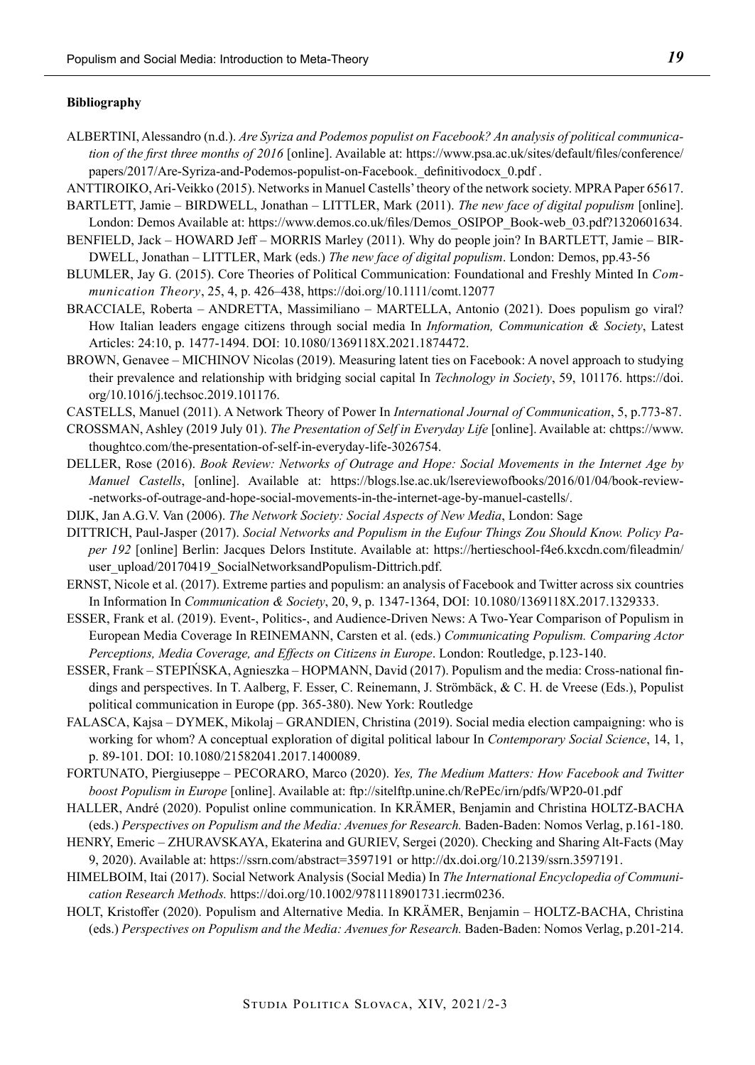**Bibliography**

ALBERTINI, Alessandro (n.d.). *Are Syriza and Podemos populist on Facebook? An analysis of political communication of the first three months of 2016* [online]. Available at: https://www.psa.ac.uk/sites/default/files/conference/papers/2017/Are-Syriza-and-Podemos-populist-on-Facebook._definitivodocx_0.pdf .

ANTTIROIKO, Ari-Veikko (2015). Networks in Manuel Castells' theory of the network society. MPRA Paper 65617.

BARTLETT, Jamie – BIRDWELL, Jonathan – LITTLER, Mark (2011). *The new face of digital populism* [online]. London: Demos Available at: https://www.demos.co.uk/files/Demos_OSIPOP_Book-web_03.pdf?1320601634.

BENFIELD, Jack – HOWARD Jeff – MORRIS Marley (2011). Why do people join? In BARTLETT, Jamie – BIRDWELL, Jonathan – LITTLER, Mark (eds.) *The new face of digital populism*. London: Demos, pp.43-56

BLUMLER, Jay G. (2015). Core Theories of Political Communication: Foundational and Freshly Minted In *Communication Theory*, 25, 4, p. 426–438, https://doi.org/10.1111/comt.12077

BRACCIALE, Roberta – ANDRETTA, Massimiliano – MARTELLA, Antonio (2021). Does populism go viral? How Italian leaders engage citizens through social media In *Information, Communication & Society*, Latest Articles: 24:10, p. 1477-1494. DOI: 10.1080/1369118X.2021.1874472.

BROWN, Genavee – MICHINOV Nicolas (2019). Measuring latent ties on Facebook: A novel approach to studying their prevalence and relationship with bridging social capital In *Technology in Society*, 59, 101176. https://doi.org/10.1016/j.techsoc.2019.101176.

CASTELLS, Manuel (2011). A Network Theory of Power In *International Journal of Communication*, 5, p.773-87.

CROSSMAN, Ashley (2019 July 01). *The Presentation of Self in Everyday Life* [online]. Available at: chttps://www.thoughtco.com/the-presentation-of-self-in-everyday-life-3026754.

DELLER, Rose (2016). *Book Review: Networks of Outrage and Hope: Social Movements in the Internet Age by Manuel Castells*, [online]. Available at: https://blogs.lse.ac.uk/lsereviewofbooks/2016/01/04/book-review--networks-of-outrage-and-hope-social-movements-in-the-internet-age-by-manuel-castells/.

DIJK, Jan A.G.V. Van (2006). *The Network Society: Social Aspects of New Media*, London: Sage

DITTRICH, Paul-Jasper (2017). *Social Networks and Populism in the Eufour Things Zou Should Know. Policy Paper 192* [online] Berlin: Jacques Delors Institute. Available at: https://hertieschool-f4e6.kxcdn.com/fileadmin/user_upload/20170419_SocialNetworksandPopulism-Dittrich.pdf.

ERNST, Nicole et al. (2017). Extreme parties and populism: an analysis of Facebook and Twitter across six countries In Information In *Communication & Society*, 20, 9, p. 1347-1364, DOI: 10.1080/1369118X.2017.1329333.

ESSER, Frank et al. (2019). Event-, Politics-, and Audience-Driven News: A Two-Year Comparison of Populism in European Media Coverage In REINEMANN, Carsten et al. (eds.) *Communicating Populism. Comparing Actor Perceptions, Media Coverage, and Effects on Citizens in Europe*. London: Routledge, p.123-140.

ESSER, Frank – STEPIŃSKA, Agnieszka – HOPMANN, David (2017). Populism and the media: Cross-national findings and perspectives. In T. Aalberg, F. Esser, C. Reinemann, J. Strömbäck, & C. H. de Vreese (Eds.), Populist political communication in Europe (pp. 365-380). New York: Routledge

FALASCA, Kajsa – DYMEK, Mikolaj – GRANDIEN, Christina (2019). Social media election campaigning: who is working for whom? A conceptual exploration of digital political labour In *Contemporary Social Science*, 14, 1, p. 89-101. DOI: 10.1080/21582041.2017.1400089.

FORTUNATO, Piergiuseppe – PECORARO, Marco (2020). *Yes, The Medium Matters: How Facebook and Twitter boost Populism in Europe* [online]. Available at: ftp://sitelftp.unine.ch/RePEc/irn/pdfs/WP20-01.pdf

HALLER, André (2020). Populist online communication. In KRÄMER, Benjamin and Christina HOLTZ-BACHA (eds.) *Perspectives on Populism and the Media: Avenues for Research.* Baden-Baden: Nomos Verlag, p.161-180.

HENRY, Emeric – ZHURAVSKAYA, Ekaterina and GURIEV, Sergei (2020). Checking and Sharing Alt-Facts (May 9, 2020). Available at: https://ssrn.com/abstract=3597191 or http://dx.doi.org/10.2139/ssrn.3597191.

HIMELBOIM, Itai (2017). Social Network Analysis (Social Media) In *The International Encyclopedia of Communication Research Methods.* https://doi.org/10.1002/9781118901731.iecrm0236.

HOLT, Kristoffer (2020). Populism and Alternative Media. In KRÄMER, Benjamin – HOLTZ-BACHA, Christina (eds.) *Perspectives on Populism and the Media: Avenues for Research.* Baden-Baden: Nomos Verlag, p.201-214.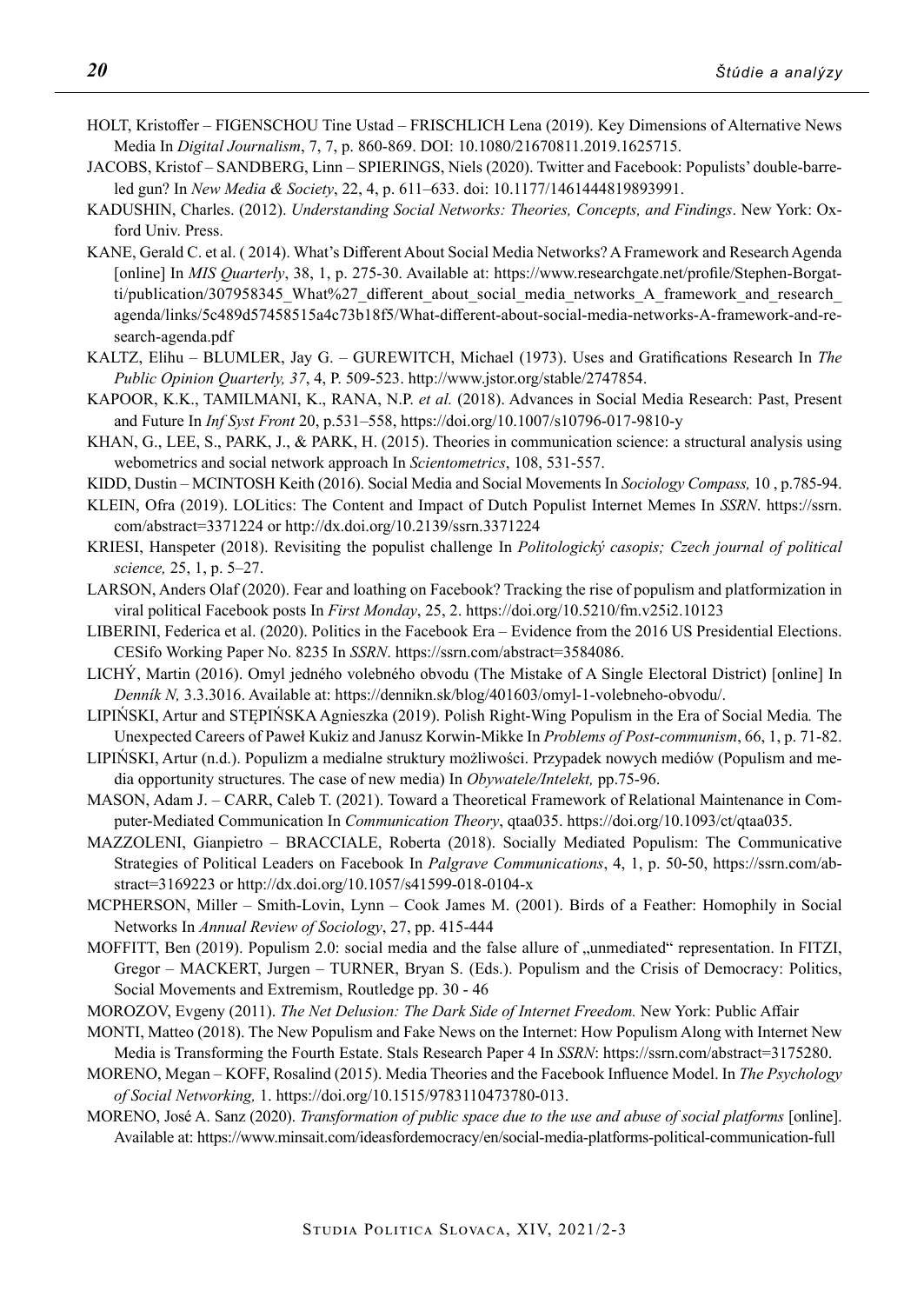HOLT, Kristoffer – FIGENSCHOU Tine Ustad – FRISCHLICH Lena (2019). Key Dimensions of Alternative News Media In *Digital Journalism*, 7, 7, p. 860-869. DOI: 10.1080/21670811.2019.1625715.

JACOBS, Kristof – SANDBERG, Linn – SPIERINGS, Niels (2020). Twitter and Facebook: Populists' double-barreled gun? In *New Media & Society*, 22, 4, p. 611–633. doi: 10.1177/1461444819893991.

KADUSHIN, Charles. (2012). *Understanding Social Networks: Theories, Concepts, and Findings*. New York: Oxford Univ. Press.

KANE, Gerald C. et al. ( 2014). What's Different About Social Media Networks? A Framework and Research Agenda [online] In *MIS Quarterly*, 38, 1, p. 275-30. Available at: https://www.researchgate.net/profile/Stephen-Borgatti/publication/307958345_What%27_different_about_social_media_networks_A_framework_and_research_agenda/links/5c489d57458515a4c73b18f5/What-different-about-social-media-networks-A-framework-and-research-agenda.pdf

KALTZ, Elihu – BLUMLER, Jay G. – GUREWITCH, Michael (1973). Uses and Gratifications Research In *The Public Opinion Quarterly, 37*, 4, P. 509-523. http://www.jstor.org/stable/2747854.

KAPOOR, K.K., TAMILMANI, K., RANA, N.P. *et al.* (2018). Advances in Social Media Research: Past, Present and Future In *Inf Syst Front* 20, p.531–558, https://doi.org/10.1007/s10796-017-9810-y

KHAN, G., LEE, S., PARK, J., & PARK, H. (2015). Theories in communication science: a structural analysis using webometrics and social network approach In *Scientometrics*, 108, 531-557.

KIDD, Dustin – MCINTOSH Keith (2016). Social Media and Social Movements In *Sociology Compass,* 10 , p.785-94.

KLEIN, Ofra (2019). LOLitics: The Content and Impact of Dutch Populist Internet Memes In *SSRN*. https://ssrn.com/abstract=3371224 or http://dx.doi.org/10.2139/ssrn.3371224

KRIESI, Hanspeter (2018). Revisiting the populist challenge In *Politologický casopis; Czech journal of political science,* 25, 1, p. 5–27.

LARSON, Anders Olaf (2020). Fear and loathing on Facebook? Tracking the rise of populism and platformization in viral political Facebook posts In *First Monday*, 25, 2. https://doi.org/10.5210/fm.v25i2.10123

LIBERINI, Federica et al. (2020). Politics in the Facebook Era – Evidence from the 2016 US Presidential Elections. CESifo Working Paper No. 8235 In *SSRN*. https://ssrn.com/abstract=3584086.

LICHÝ, Martin (2016). Omyl jedného volebného obvodu (The Mistake of A Single Electoral District) [online] In *Denník N,* 3.3.3016. Available at: https://dennikn.sk/blog/401603/omyl-1-volebneho-obvodu/.

LIPIŃSKI, Artur and STĘPIŃSKA Agnieszka (2019). Polish Right-Wing Populism in the Era of Social Media*.* The Unexpected Careers of Paweł Kukiz and Janusz Korwin-Mikke In *Problems of Post-communism*, 66, 1, p. 71-82.

LIPIŃSKI, Artur (n.d.). Populizm a medialne struktury możliwości. Przypadek nowych mediów (Populism and media opportunity structures. The case of new media) In *Obywatele/Intelekt,* pp.75-96.

MASON, Adam J. – CARR, Caleb T. (2021). Toward a Theoretical Framework of Relational Maintenance in Computer-Mediated Communication In *Communication Theory*, qtaa035. https://doi.org/10.1093/ct/qtaa035.

MAZZOLENI, Gianpietro – BRACCIALE, Roberta (2018). Socially Mediated Populism: The Communicative Strategies of Political Leaders on Facebook In *Palgrave Communications*, 4, 1, p. 50-50, https://ssrn.com/abstract=3169223 or http://dx.doi.org/10.1057/s41599-018-0104-x

MCPHERSON, Miller – Smith-Lovin, Lynn – Cook James M. (2001). Birds of a Feather: Homophily in Social Networks In *Annual Review of Sociology*, 27, pp. 415-444

MOFFITT, Ben (2019). Populism 2.0: social media and the false allure of „unmediated" representation. In FITZI, Gregor – MACKERT, Jurgen – TURNER, Bryan S. (Eds.). Populism and the Crisis of Democracy: Politics, Social Movements and Extremism, Routledge pp. 30 - 46

MOROZOV, Evgeny (2011). *The Net Delusion: The Dark Side of Internet Freedom.* New York: Public Affair

MONTI, Matteo (2018). The New Populism and Fake News on the Internet: How Populism Along with Internet New Media is Transforming the Fourth Estate. Stals Research Paper 4 In *SSRN*: https://ssrn.com/abstract=3175280.

MORENO, Megan – KOFF, Rosalind (2015). Media Theories and the Facebook Influence Model. In *The Psychology of Social Networking,* 1. https://doi.org/10.1515/9783110473780-013.

MORENO, José A. Sanz (2020). *Transformation of public space due to the use and abuse of social platforms* [online]. Available at: https://www.minsait.com/ideasfordemocracy/en/social-media-platforms-political-communication-full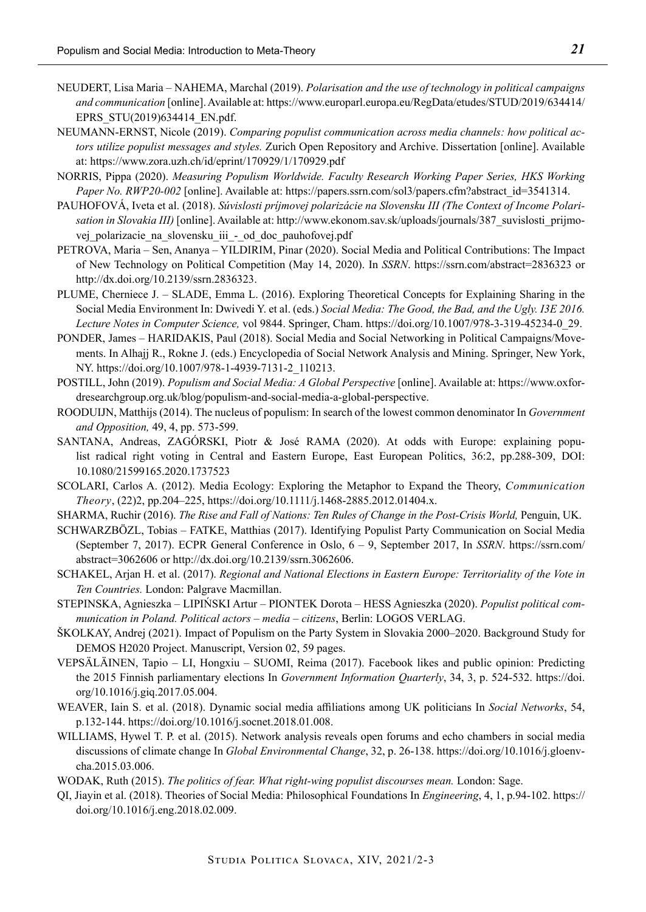NEUDERT, Lisa Maria – NAHEMA, Marchal (2019). *Polarisation and the use of technology in political campaigns and communication* [online]. Available at: https://www.europarl.europa.eu/RegData/etudes/STUD/2019/634414/EPRS_STU(2019)634414_EN.pdf.

NEUMANN-ERNST, Nicole (2019). *Comparing populist communication across media channels: how political actors utilize populist messages and styles.* Zurich Open Repository and Archive. Dissertation [online]. Available at: https://www.zora.uzh.ch/id/eprint/170929/1/170929.pdf

NORRIS, Pippa (2020). *Measuring Populism Worldwide. Faculty Research Working Paper Series, HKS Working Paper No. RWP20-002* [online]. Available at: https://papers.ssrn.com/sol3/papers.cfm?abstract_id=3541314.

PAUHOFOVÁ, Iveta et al. (2018). *Súvislosti príjmovej polarizácie na Slovensku III (The Context of Income Polarisation in Slovakia III)* [online]. Available at: http://www.ekonom.sav.sk/uploads/journals/387_suvislosti_prijmovej_polarizacie_na_slovensku_iii_-_od_doc_pauhofovej.pdf

PETROVA, Maria – Sen, Ananya – YILDIRIM, Pinar (2020). Social Media and Political Contributions: The Impact of New Technology on Political Competition (May 14, 2020). In *SSRN*. https://ssrn.com/abstract=2836323 or http://dx.doi.org/10.2139/ssrn.2836323.

PLUME, Cherniece J. – SLADE, Emma L. (2016). Exploring Theoretical Concepts for Explaining Sharing in the Social Media Environment In: Dwivedi Y. et al. (eds.) *Social Media: The Good, the Bad, and the Ugly. I3E 2016. Lecture Notes in Computer Science,* vol 9844. Springer, Cham. https://doi.org/10.1007/978-3-319-45234-0_29.

PONDER, James – HARIDAKIS, Paul (2018). Social Media and Social Networking in Political Campaigns/Movements. In Alhajj R., Rokne J. (eds.) Encyclopedia of Social Network Analysis and Mining. Springer, New York, NY. https://doi.org/10.1007/978-1-4939-7131-2_110213.

POSTILL, John (2019). *Populism and Social Media: A Global Perspective* [online]. Available at: https://www.oxfordresearchgroup.org.uk/blog/populism-and-social-media-a-global-perspective.

ROODUIJN, Matthijs (2014). The nucleus of populism: In search of the lowest common denominator In *Government and Opposition,* 49, 4, pp. 573-599.

SANTANA, Andreas, ZAGÓRSKI, Piotr & José RAMA (2020). At odds with Europe: explaining populist radical right voting in Central and Eastern Europe, East European Politics, 36:2, pp.288-309, DOI: 10.1080/21599165.2020.1737523

SCOLARI, Carlos A. (2012). Media Ecology: Exploring the Metaphor to Expand the Theory, *Communication Theory*, (22)2, pp.204–225, https://doi.org/10.1111/j.1468-2885.2012.01404.x.

SHARMA, Ruchir (2016). *The Rise and Fall of Nations: Ten Rules of Change in the Post-Crisis World,* Penguin, UK.

SCHWARZBÖZL, Tobias – FATKE, Matthias (2017). Identifying Populist Party Communication on Social Media (September 7, 2017). ECPR General Conference in Oslo, 6 – 9, September 2017, In *SSRN*. https://ssrn.com/abstract=3062606 or http://dx.doi.org/10.2139/ssrn.3062606.

SCHAKEL, Arjan H. et al. (2017). *Regional and National Elections in Eastern Europe: Territoriality of the Vote in Ten Countries.* London: Palgrave Macmillan.

STEPINSKA, Agnieszka – LIPIŃSKI Artur – PIONTEK Dorota – HESS Agnieszka (2020). *Populist political communication in Poland. Political actors – media – citizens*, Berlin: LOGOS VERLAG.

ŠKOLKAY, Andrej (2021). Impact of Populism on the Party System in Slovakia 2000–2020. Background Study for DEMOS H2020 Project. Manuscript, Version 02, 59 pages.

VEPSÄLÄINEN, Tapio – LI, Hongxiu – SUOMI, Reima (2017). Facebook likes and public opinion: Predicting the 2015 Finnish parliamentary elections In *Government Information Quarterly*, 34, 3, p. 524-532. https://doi.org/10.1016/j.giq.2017.05.004.

WEAVER, Iain S. et al. (2018). Dynamic social media affiliations among UK politicians In *Social Networks*, 54, p.132-144. https://doi.org/10.1016/j.socnet.2018.01.008.

WILLIAMS, Hywel T. P. et al. (2015). Network analysis reveals open forums and echo chambers in social media discussions of climate change In *Global Environmental Change*, 32, p. 26-138. https://doi.org/10.1016/j.gloenvcha.2015.03.006.

WODAK, Ruth (2015). *The politics of fear. What right-wing populist discourses mean.* London: Sage.

QI, Jiayin et al. (2018). Theories of Social Media: Philosophical Foundations In *Engineering*, 4, 1, p.94-102. https://doi.org/10.1016/j.eng.2018.02.009.